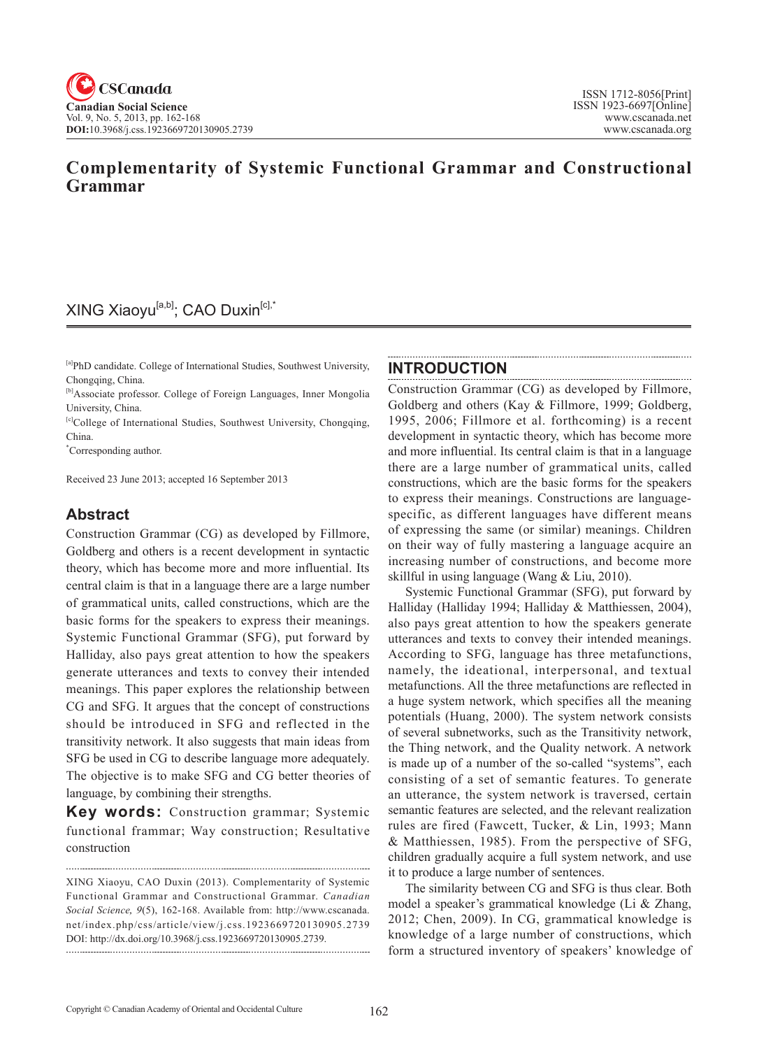# Complementarity of Systemic Functional Grammar and Constructional Grammar

XING Xiaoyu[a,b]; CAO Duxin[c],*

[a]PhD candidate. College of International Studies, Southwest University, Chongqing, China.

[b]Associate professor. College of Foreign Languages, Inner Mongolia University, China.

[c]College of International Studies, Southwest University, Chongqing, China.

*Corresponding author.

Received 23 June 2013; accepted 16 September 2013

## Abstract

Construction Grammar (CG) as developed by Fillmore, Goldberg and others is a recent development in syntactic theory, which has become more and more influential. Its central claim is that in a language there are a large number of grammatical units, called constructions, which are the basic forms for the speakers to express their meanings. Systemic Functional Grammar (SFG), put forward by Halliday, also pays great attention to how the speakers generate utterances and texts to convey their intended meanings. This paper explores the relationship between CG and SFG. It argues that the concept of constructions should be introduced in SFG and reflected in the transitivity network. It also suggests that main ideas from SFG be used in CG to describe language more adequately. The objective is to make SFG and CG better theories of language, by combining their strengths.

**Key words:** Construction grammar; Systemic functional frammar; Way construction; Resultative construction

XING Xiaoyu, CAO Duxin (2013). Complementarity of Systemic Functional Grammar and Constructional Grammar. *Canadian Social Science*, *9*(5), 162-168. Available from: http://www.cscanada.net/index.php/css/article/view/j.css.1923669720130905.2739 DOI: http://dx.doi.org/10.3968/j.css.1923669720130905.2739.

## INTRODUCTION

Construction Grammar (CG) as developed by Fillmore, Goldberg and others (Kay & Fillmore, 1999; Goldberg, 1995, 2006; Fillmore et al. forthcoming) is a recent development in syntactic theory, which has become more and more influential. Its central claim is that in a language there are a large number of grammatical units, called constructions, which are the basic forms for the speakers to express their meanings. Constructions are language-specific, as different languages have different means of expressing the same (or similar) meanings. Children on their way of fully mastering a language acquire an increasing number of constructions, and become more skillful in using language (Wang & Liu, 2010).

Systemic Functional Grammar (SFG), put forward by Halliday (Halliday 1994; Halliday & Matthiessen, 2004), also pays great attention to how the speakers generate utterances and texts to convey their intended meanings. According to SFG, language has three metafunctions, namely, the ideational, interpersonal, and textual metafunctions. All the three metafunctions are reflected in a huge system network, which specifies all the meaning potentials (Huang, 2000). The system network consists of several subnetworks, such as the Transitivity network, the Thing network, and the Quality network. A network is made up of a number of the so-called "systems", each consisting of a set of semantic features. To generate an utterance, the system network is traversed, certain semantic features are selected, and the relevant realization rules are fired (Fawcett, Tucker, & Lin, 1993; Mann & Matthiessen, 1985). From the perspective of SFG, children gradually acquire a full system network, and use it to produce a large number of sentences.

The similarity between CG and SFG is thus clear. Both model a speaker's grammatical knowledge (Li & Zhang, 2012; Chen, 2009). In CG, grammatical knowledge is knowledge of a large number of constructions, which form a structured inventory of speakers' knowledge of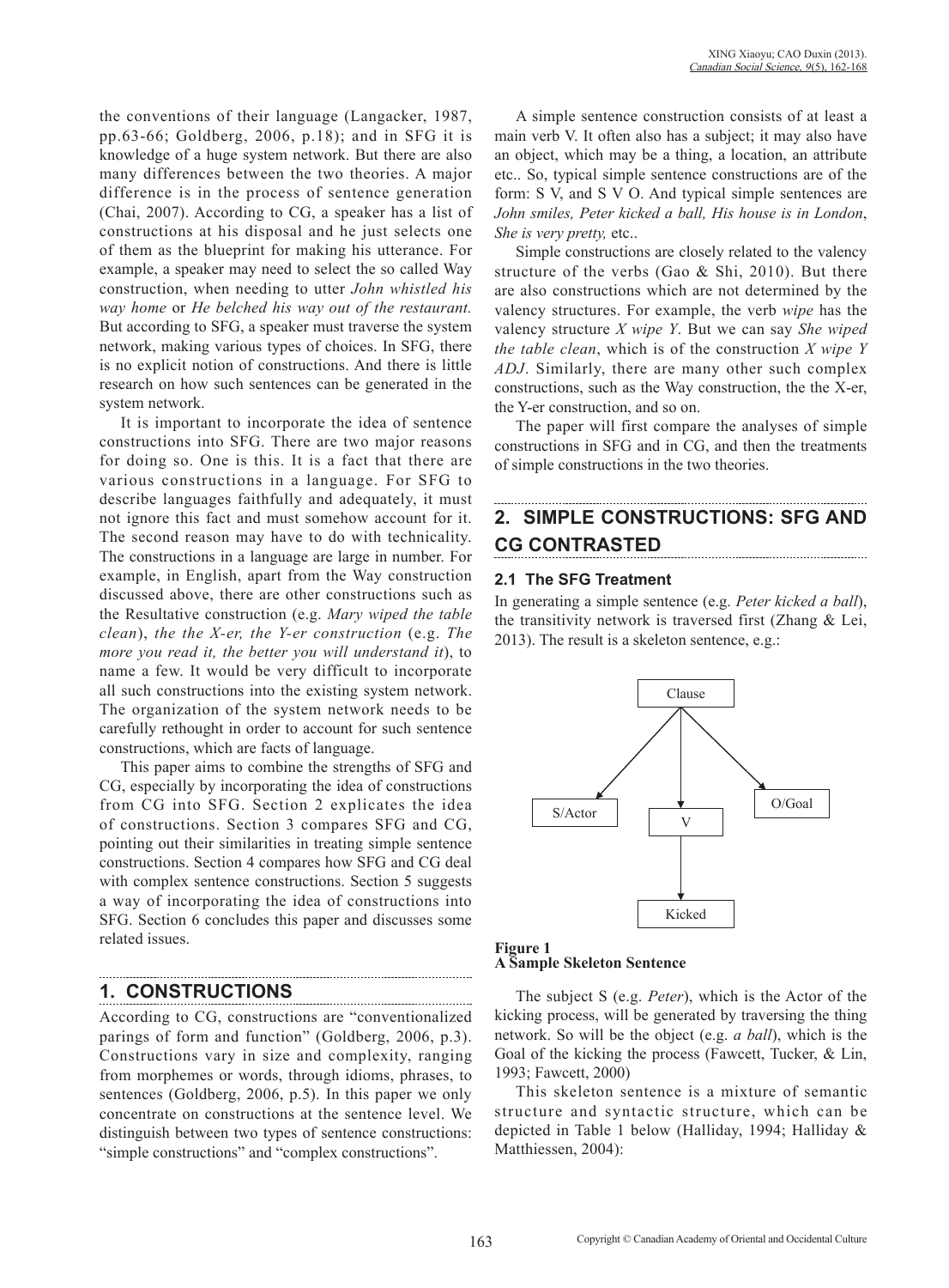the conventions of their language (Langacker, 1987, pp.63-66; Goldberg, 2006, p.18); and in SFG it is knowledge of a huge system network. But there are also many differences between the two theories. A major difference is in the process of sentence generation (Chai, 2007). According to CG, a speaker has a list of constructions at his disposal and he just selects one of them as the blueprint for making his utterance. For example, a speaker may need to select the so called Way construction, when needing to utter *John whistled his way home* or *He belched his way out of the restaurant.* But according to SFG, a speaker must traverse the system network, making various types of choices. In SFG, there is no explicit notion of constructions. And there is little research on how such sentences can be generated in the system network.

It is important to incorporate the idea of sentence constructions into SFG. There are two major reasons for doing so. One is this. It is a fact that there are various constructions in a language. For SFG to describe languages faithfully and adequately, it must not ignore this fact and must somehow account for it. The second reason may have to do with technicality. The constructions in a language are large in number. For example, in English, apart from the Way construction discussed above, there are other constructions such as the Resultative construction (e.g. *Mary wiped the table clean*), *the the X-er, the Y-er construction* (e.g. *The more you read it, the better you will understand it*), to name a few. It would be very difficult to incorporate all such constructions into the existing system network. The organization of the system network needs to be carefully rethought in order to account for such sentence constructions, which are facts of language.

This paper aims to combine the strengths of SFG and CG, especially by incorporating the idea of constructions from CG into SFG. Section 2 explicates the idea of constructions. Section 3 compares SFG and CG, pointing out their similarities in treating simple sentence constructions. Section 4 compares how SFG and CG deal with complex sentence constructions. Section 5 suggests a way of incorporating the idea of constructions into SFG. Section 6 concludes this paper and discusses some related issues.

## 1. CONSTRUCTIONS

According to CG, constructions are "conventionalized parings of form and function" (Goldberg, 2006, p.3). Constructions vary in size and complexity, ranging from morphemes or words, through idioms, phrases, to sentences (Goldberg, 2006, p.5). In this paper we only concentrate on constructions at the sentence level. We distinguish between two types of sentence constructions: "simple constructions" and "complex constructions".

A simple sentence construction consists of at least a main verb V. It often also has a subject; it may also have an object, which may be a thing, a location, an attribute etc.. So, typical simple sentence constructions are of the form: S V, and S V O. And typical simple sentences are *John smiles, Peter kicked a ball, His house is in London*, *She is very pretty,* etc..

Simple constructions are closely related to the valency structure of the verbs (Gao & Shi, 2010). But there are also constructions which are not determined by the valency structures. For example, the verb *wipe* has the valency structure *X wipe Y*. But we can say *She wiped the table clean*, which is of the construction *X wipe Y ADJ*. Similarly, there are many other such complex constructions, such as the Way construction, the the X-er, the Y-er construction, and so on.

The paper will first compare the analyses of simple constructions in SFG and in CG, and then the treatments of simple constructions in the two theories.

## 2. SIMPLE CONSTRUCTIONS: SFG AND CG CONTRASTED

### 2.1 The SFG Treatment

In generating a simple sentence (e.g. *Peter kicked a ball*), the transitivity network is traversed first (Zhang & Lei, 2013). The result is a skeleton sentence, e.g.:

```
                Clause
              /   |    \
             v    v     v
      S/Actor     V      O/Goal
                  |
                  v
                Kicked
```

**Figure 1**
**A Sample Skeleton Sentence**

The subject S (e.g. *Peter*), which is the Actor of the kicking process, will be generated by traversing the thing network. So will be the object (e.g. *a ball*), which is the Goal of the kicking the process (Fawcett, Tucker, & Lin, 1993; Fawcett, 2000)

This skeleton sentence is a mixture of semantic structure and syntactic structure, which can be depicted in Table 1 below (Halliday, 1994; Halliday & Matthiessen, 2004):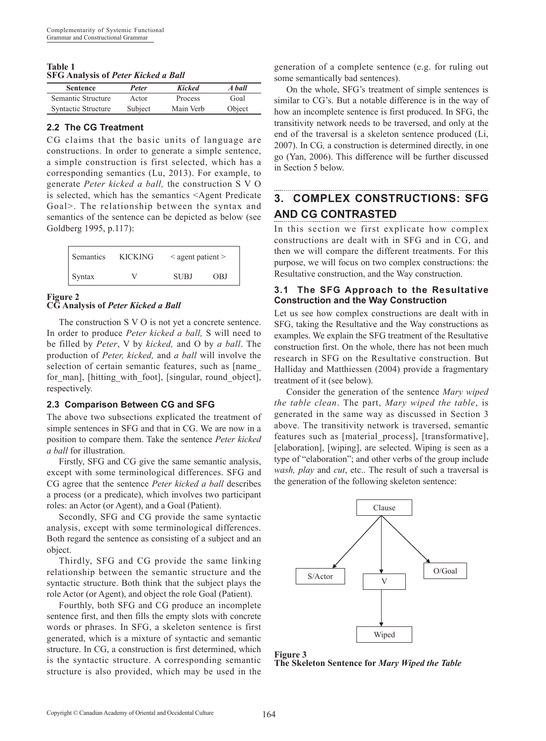**Table 1**
**SFG Analysis of *Peter Kicked a Ball***

| Sentence | *Peter* | *Kicked* | *A ball* |
|---|---|---|---|
| Semantic Structure | Actor | Process | Goal |
| Syntactic Structure | Subject | Main Verb | Object |

### 2.2 The CG Treatment

CG claims that the basic units of language are constructions. In order to generate a simple sentence, a simple construction is first selected, which has a corresponding semantics (Lu, 2013). For example, to generate *Peter kicked a ball,* the construction S V O is selected, which has the semantics <Agent Predicate Goal>. The relationship between the syntax and semantics of the sentence can be depicted as below (see Goldberg 1995, p.117):

| Semantics | KICKING | < agent patient > | |
|---|---|---|---|
| Syntax | V | SUBJ | OBJ |

**Figure 2**
**CG Analysis of *Peter Kicked a Ball***

The construction S V O is not yet a concrete sentence. In order to produce *Peter kicked a ball,* S will need to be filled by *Peter*, V by *kicked,* and O by *a ball*. The production of *Peter, kicked,* and *a ball* will involve the selection of certain semantic features, such as [name_for_man], [hitting_with_foot], [singular, round_object], respectively.

### 2.3 Comparison Between CG and SFG

The above two subsections explicated the treatment of simple sentences in SFG and that in CG. We are now in a position to compare them. Take the sentence *Peter kicked a ball* for illustration.

Firstly, SFG and CG give the same semantic analysis, except with some terminological differences. SFG and CG agree that the sentence *Peter kicked a ball* describes a process (or a predicate), which involves two participant roles: an Actor (or Agent), and a Goal (Patient).

Secondly, SFG and CG provide the same syntactic analysis, except with some terminological differences. Both regard the sentence as consisting of a subject and an object.

Thirdly, SFG and CG provide the same linking relationship between the semantic structure and the syntactic structure. Both think that the subject plays the role Actor (or Agent), and object the role Goal (Patient).

Fourthly, both SFG and CG produce an incomplete sentence first, and then fills the empty slots with concrete words or phrases. In SFG, a skeleton sentence is first generated, which is a mixture of syntactic and semantic structure. In CG, a construction is first determined, which is the syntactic structure. A corresponding semantic structure is also provided, which may be used in the generation of a complete sentence (e.g. for ruling out some semantically bad sentences).

On the whole, SFG's treatment of simple sentences is similar to CG's. But a notable difference is in the way of how an incomplete sentence is first produced. In SFG, the transitivity network needs to be traversed, and only at the end of the traversal is a skeleton sentence produced (Li, 2007). In CG, a construction is determined directly, in one go (Yan, 2006). This difference will be further discussed in Section 5 below.

## 3. COMPLEX CONSTRUCTIONS: SFG AND CG CONTRASTED

In this section we first explicate how complex constructions are dealt with in SFG and in CG, and then we will compare the different treatments. For this purpose, we will focus on two complex constructions: the Resultative construction, and the Way construction.

### 3.1 The SFG Approach to the Resultative Construction and the Way Construction

Let us see how complex constructions are dealt with in SFG, taking the Resultative and the Way constructions as examples. We explain the SFG treatment of the Resultative construction first. On the whole, there has not been much research in SFG on the Resultative construction. But Halliday and Matthiessen (2004) provide a fragmentary treatment of it (see below).

Consider the generation of the sentence *Mary wiped the table clean*. The part, *Mary wiped the table*, is generated in the same way as discussed in Section 3 above. The transitivity network is traversed, semantic features such as [material_process], [transformative], [elaboration], [wiping], are selected. Wiping is seen as a type of "elaboration"; and other verbs of the group include *wash, play* and *cut*, etc.. The result of such a traversal is the generation of the following skeleton sentence:

```
              Clause
           /    |    \
     S/Actor    V    O/Goal
                |
              Wiped
```

**Figure 3**
**The Skeleton Sentence for *Mary Wiped the Table***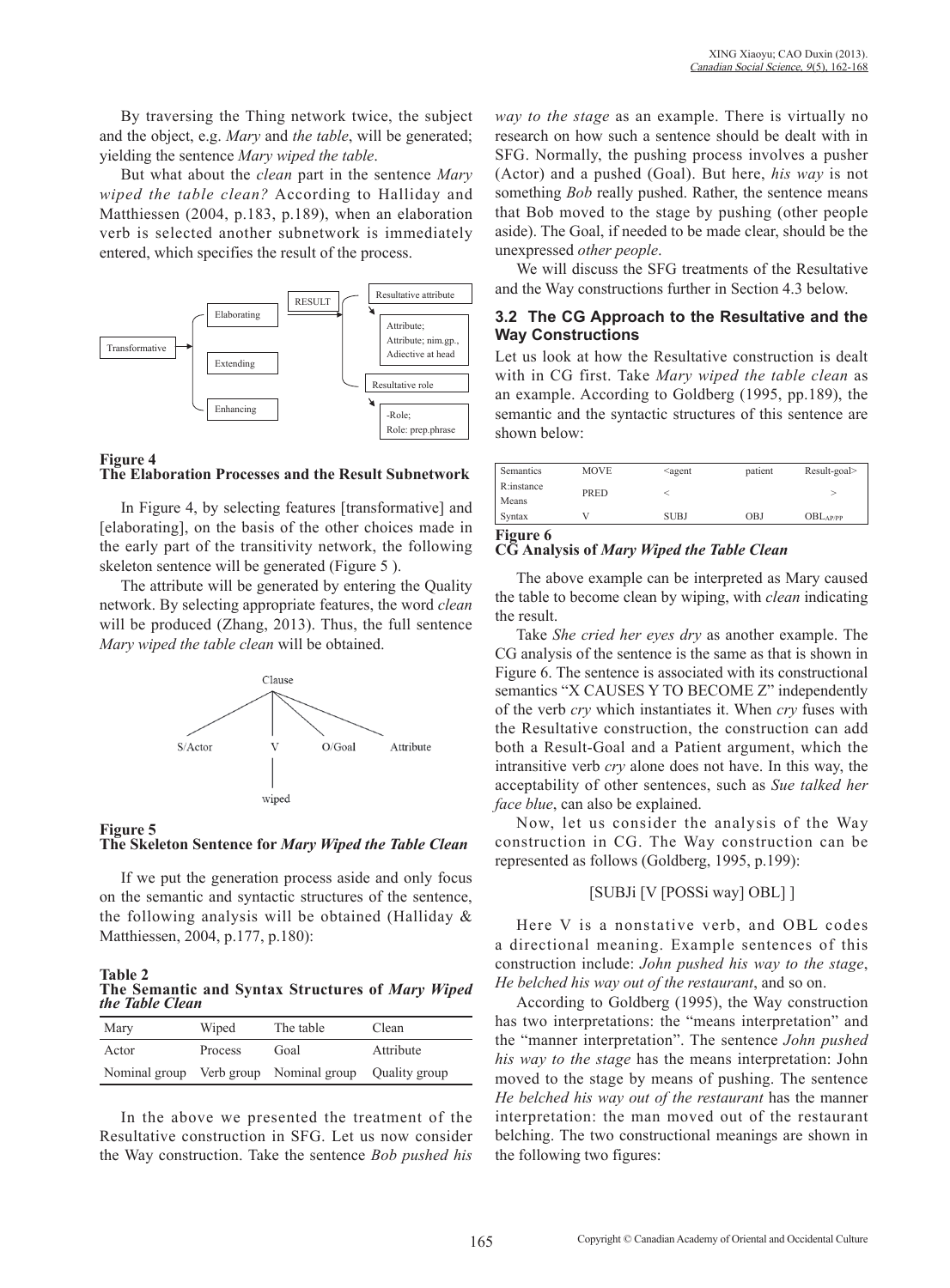By traversing the Thing network twice, the subject and the object, e.g. *Mary* and *the table*, will be generated; yielding the sentence *Mary wiped the table*.

But what about the *clean* part in the sentence *Mary wiped the table clean?* According to Halliday and Matthiessen (2004, p.183, p.189), when an elaboration verb is selected another subnetwork is immediately entered, which specifies the result of the process.

Transformative → Elaborating / Extending / Enhancing; Elaborating → RESULT → Resultative attribute (Attribute; Attribute; nim.gp., Adjective at head) / Resultative role (-Role; Role: prep.phrase)

**Figure 4**
**The Elaboration Processes and the Result Subnetwork**

In Figure 4, by selecting features [transformative] and [elaborating], on the basis of the other choices made in the early part of the transitivity network, the following skeleton sentence will be generated (Figure 5 ).

The attribute will be generated by entering the Quality network. By selecting appropriate features, the word *clean* will be produced (Zhang, 2013). Thus, the full sentence *Mary wiped the table clean* will be obtained.

Clause → S/Actor, V (wiped), O/Goal, Attribute

**Figure 5**
**The Skeleton Sentence for *Mary Wiped the Table Clean***

If we put the generation process aside and only focus on the semantic and syntactic structures of the sentence, the following analysis will be obtained (Halliday & Matthiessen, 2004, p.177, p.180):

**Table 2**
**The Semantic and Syntax Structures of *Mary Wiped the Table Clean***

| Mary | Wiped | The table | Clean |
|---|---|---|---|
| Actor | Process | Goal | Attribute |
| Nominal group | Verb group | Nominal group | Quality group |

In the above we presented the treatment of the Resultative construction in SFG. Let us now consider the Way construction. Take the sentence *Bob pushed his way to the stage* as an example. There is virtually no research on how such a sentence should be dealt with in SFG. Normally, the pushing process involves a pusher (Actor) and a pushed (Goal). But here, *his way* is not something *Bob* really pushed. Rather, the sentence means that Bob moved to the stage by pushing (other people aside). The Goal, if needed to be made clear, should be the unexpressed *other people*.

We will discuss the SFG treatments of the Resultative and the Way constructions further in Section 4.3 below.

### 3.2 The CG Approach to the Resultative and the Way Constructions

Let us look at how the Resultative construction is dealt with in CG first. Take *Mary wiped the table clean* as an example. According to Goldberg (1995, pp.189), the semantic and the syntactic structures of this sentence are shown below:

| Semantics | MOVE | <agent | patient | Result-goal> |
|---|---|---|---|---|
| R:instance Means | PRED | < | | > |
| Syntax | V | SUBJ | OBJ | $OBL_{AP/PP}$ |

**Figure 6**
**CG Analysis of *Mary Wiped the Table Clean***

The above example can be interpreted as Mary caused the table to become clean by wiping, with *clean* indicating the result.

Take *She cried her eyes dry* as another example. The CG analysis of the sentence is the same as that is shown in Figure 6. The sentence is associated with its constructional semantics "X CAUSES Y TO BECOME Z" independently of the verb *cry* which instantiates it. When *cry* fuses with the Resultative construction, the construction can add both a Result-Goal and a Patient argument, which the intransitive verb *cry* alone does not have. In this way, the acceptability of other sentences, such as *Sue talked her face blue*, can also be explained.

Now, let us consider the analysis of the Way construction in CG. The Way construction can be represented as follows (Goldberg, 1995, p.199):

[SUBJi [V [POSSi way] OBL] ]

Here V is a nonstative verb, and OBL codes a directional meaning. Example sentences of this construction include: *John pushed his way to the stage*, *He belched his way out of the restaurant*, and so on.

According to Goldberg (1995), the Way construction has two interpretations: the "means interpretation" and the "manner interpretation". The sentence *John pushed his way to the stage* has the means interpretation: John moved to the stage by means of pushing. The sentence *He belched his way out of the restaurant* has the manner interpretation: the man moved out of the restaurant belching. The two constructional meanings are shown in the following two figures: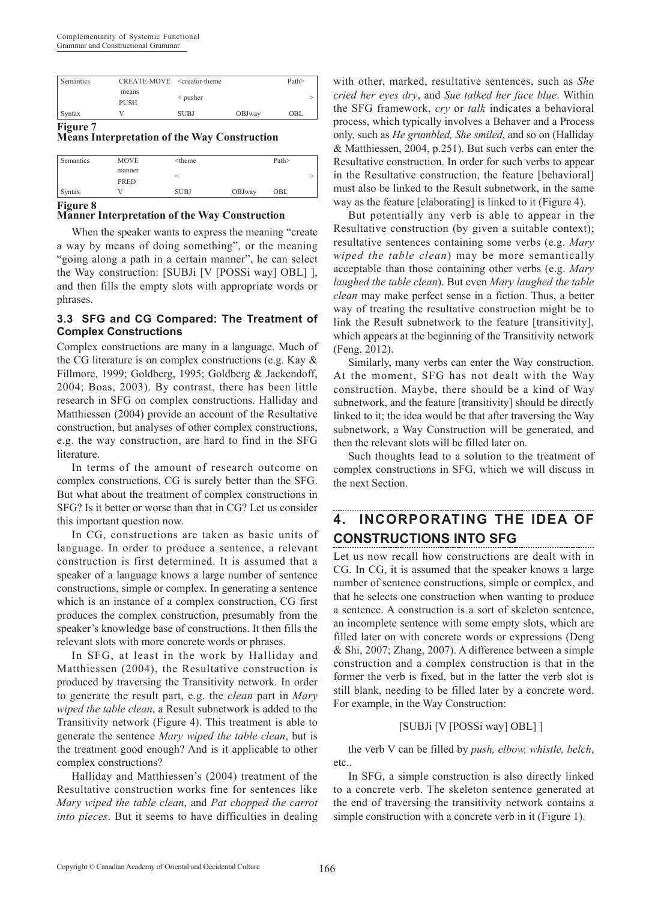| Semantics | CREATE-MOVE | <creator-theme | | Path> |
|---|---|---|---|---|
| | means PUSH | < pusher | | > |
| Syntax | V | SUBJ | OBJway | OBL |

**Figure 7**
**Means Interpretation of the Way Construction**

| Semantics | MOVE | <theme | | Path> |
|---|---|---|---|---|
| | manner PRED | < | | > |
| Syntax | V | SUBJ | OBJway | OBL |

**Figure 8**
**Manner Interpretation of the Way Construction**

When the speaker wants to express the meaning "create a way by means of doing something", or the meaning "going along a path in a certain manner", he can select the Way construction: [SUBJi [V [POSSi way] OBL] ], and then fills the empty slots with appropriate words or phrases.

### 3.3 SFG and CG Compared: The Treatment of Complex Constructions

Complex constructions are many in a language. Much of the CG literature is on complex constructions (e.g. Kay & Fillmore, 1999; Goldberg, 1995; Goldberg & Jackendoff, 2004; Boas, 2003). By contrast, there has been little research in SFG on complex constructions. Halliday and Matthiessen (2004) provide an account of the Resultative construction, but analyses of other complex constructions, e.g. the way construction, are hard to find in the SFG literature.

In terms of the amount of research outcome on complex constructions, CG is surely better than the SFG. But what about the treatment of complex constructions in SFG? Is it better or worse than that in CG? Let us consider this important question now.

In CG, constructions are taken as basic units of language. In order to produce a sentence, a relevant construction is first determined. It is assumed that a speaker of a language knows a large number of sentence constructions, simple or complex. In generating a sentence which is an instance of a complex construction, CG first produces the complex construction, presumably from the speaker's knowledge base of constructions. It then fills the relevant slots with more concrete words or phrases.

In SFG, at least in the work by Halliday and Matthiessen (2004), the Resultative construction is produced by traversing the Transitivity network. In order to generate the result part, e.g. the *clean* part in *Mary wiped the table clean*, a Result subnetwork is added to the Transitivity network (Figure 4). This treatment is able to generate the sentence *Mary wiped the table clean*, but is the treatment good enough? And is it applicable to other complex constructions?

Halliday and Matthiessen's (2004) treatment of the Resultative construction works fine for sentences like *Mary wiped the table clean*, and *Pat chopped the carrot into pieces*. But it seems to have difficulties in dealing with other, marked, resultative sentences, such as *She cried her eyes dry*, and *Sue talked her face blue*. Within the SFG framework, *cry* or *talk* indicates a behavioral process, which typically involves a Behaver and a Process only, such as *He grumbled, She smiled*, and so on (Halliday & Matthiessen, 2004, p.251). But such verbs can enter the Resultative construction. In order for such verbs to appear in the Resultative construction, the feature [behavioral] must also be linked to the Result subnetwork, in the same way as the feature [elaborating] is linked to it (Figure 4).

But potentially any verb is able to appear in the Resultative construction (by given a suitable context); resultative sentences containing some verbs (e.g. *Mary wiped the table clean*) may be more semantically acceptable than those containing other verbs (e.g. *Mary laughed the table clean*). But even *Mary laughed the table clean* may make perfect sense in a fiction. Thus, a better way of treating the resultative construction might be to link the Result subnetwork to the feature [transitivity], which appears at the beginning of the Transitivity network (Feng, 2012).

Similarly, many verbs can enter the Way construction. At the moment, SFG has not dealt with the Way construction. Maybe, there should be a kind of Way subnetwork, and the feature [transitivity] should be directly linked to it; the idea would be that after traversing the Way subnetwork, a Way Construction will be generated, and then the relevant slots will be filled later on.

Such thoughts lead to a solution to the treatment of complex constructions in SFG, which we will discuss in the next Section.

## 4. INCORPORATING THE IDEA OF CONSTRUCTIONS INTO SFG

Let us now recall how constructions are dealt with in CG. In CG, it is assumed that the speaker knows a large number of sentence constructions, simple or complex, and that he selects one construction when wanting to produce a sentence. A construction is a sort of skeleton sentence, an incomplete sentence with some empty slots, which are filled later on with concrete words or expressions (Deng & Shi, 2007; Zhang, 2007). A difference between a simple construction and a complex construction is that in the former the verb is fixed, but in the latter the verb slot is still blank, needing to be filled later by a concrete word. For example, in the Way Construction:

[SUBJi [V [POSSi way] OBL] ]

the verb V can be filled by *push, elbow, whistle, belch*, etc..

In SFG, a simple construction is also directly linked to a concrete verb. The skeleton sentence generated at the end of traversing the transitivity network contains a simple construction with a concrete verb in it (Figure 1).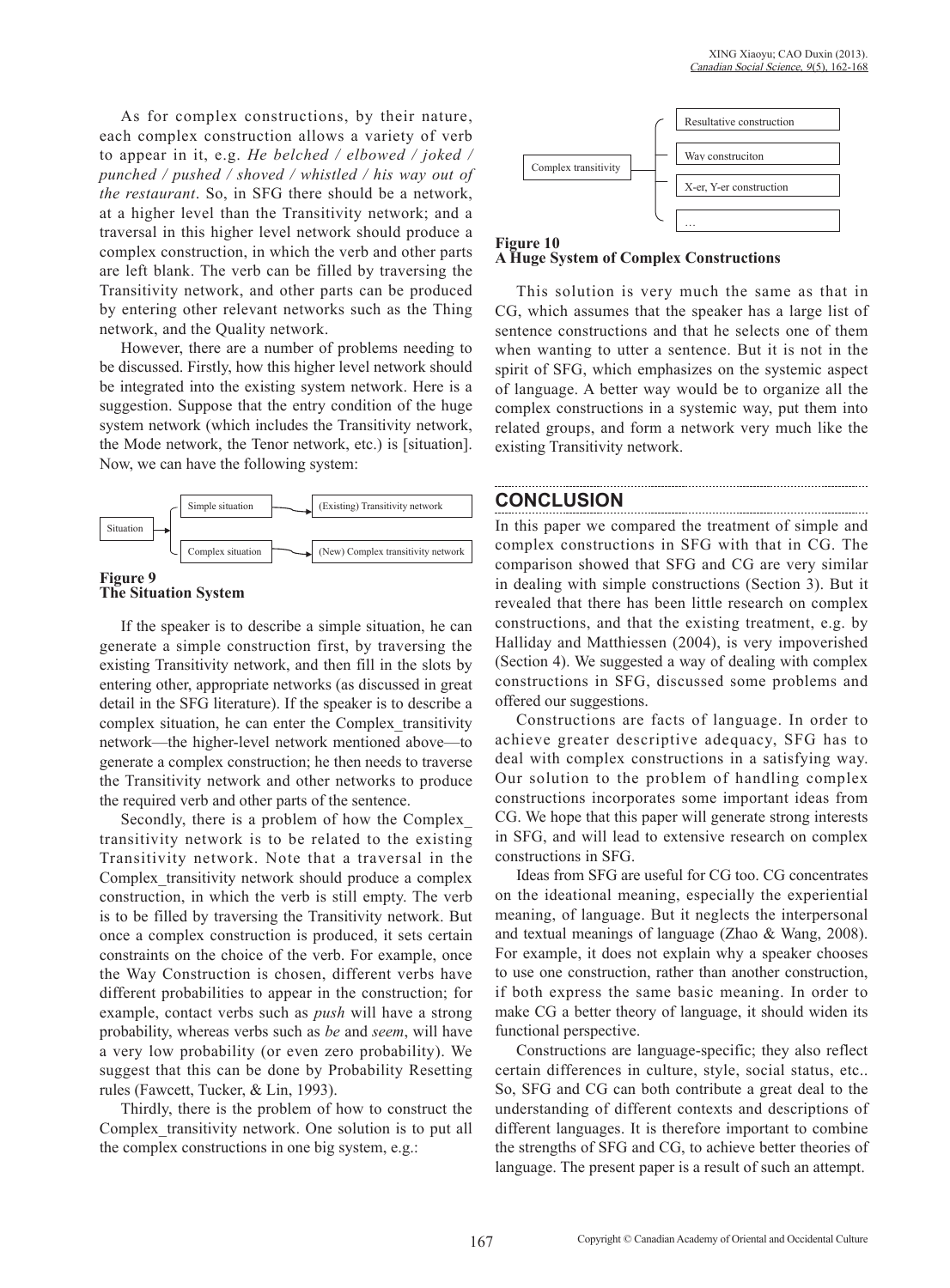As for complex constructions, by their nature, each complex construction allows a variety of verb to appear in it, e.g. *He belched / elbowed / joked / punched / pushed / shoved / whistled / his way out of the restaurant*. So, in SFG there should be a network, at a higher level than the Transitivity network; and a traversal in this higher level network should produce a complex construction, in which the verb and other parts are left blank. The verb can be filled by traversing the Transitivity network, and other parts can be produced by entering other relevant networks such as the Thing network, and the Quality network.

However, there are a number of problems needing to be discussed. Firstly, how this higher level network should be integrated into the existing system network. Here is a suggestion. Suppose that the entry condition of the huge system network (which includes the Transitivity network, the Mode network, the Tenor network, etc.) is [situation]. Now, we can have the following system:

Situation → Simple situation → (Existing) Transitivity network
Situation → Complex situation → (New) Complex transitivity network

**Figure 9**
**The Situation System**

If the speaker is to describe a simple situation, he can generate a simple construction first, by traversing the existing Transitivity network, and then fill in the slots by entering other, appropriate networks (as discussed in great detail in the SFG literature). If the speaker is to describe a complex situation, he can enter the Complex_transitivity network—the higher-level network mentioned above—to generate a complex construction; he then needs to traverse the Transitivity network and other networks to produce the required verb and other parts of the sentence.

Secondly, there is a problem of how the Complex_transitivity network is to be related to the existing Transitivity network. Note that a traversal in the Complex_transitivity network should produce a complex construction, in which the verb is still empty. The verb is to be filled by traversing the Transitivity network. But once a complex construction is produced, it sets certain constraints on the choice of the verb. For example, once the Way Construction is chosen, different verbs have different probabilities to appear in the construction; for example, contact verbs such as *push* will have a strong probability, whereas verbs such as *be* and *seem*, will have a very low probability (or even zero probability). We suggest that this can be done by Probability Resetting rules (Fawcett, Tucker, & Lin, 1993).

Thirdly, there is the problem of how to construct the Complex_transitivity network. One solution is to put all the complex constructions in one big system, e.g.:

Complex transitivity → Resultative construction / Way construciton / X-er, Y-er construction / …

**Figure 10**
**A Huge System of Complex Constructions**

This solution is very much the same as that in CG, which assumes that the speaker has a large list of sentence constructions and that he selects one of them when wanting to utter a sentence. But it is not in the spirit of SFG, which emphasizes on the systemic aspect of language. A better way would be to organize all the complex constructions in a systemic way, put them into related groups, and form a network very much like the existing Transitivity network.

## CONCLUSION

In this paper we compared the treatment of simple and complex constructions in SFG with that in CG. The comparison showed that SFG and CG are very similar in dealing with simple constructions (Section 3). But it revealed that there has been little research on complex constructions, and that the existing treatment, e.g. by Halliday and Matthiessen (2004), is very impoverished (Section 4). We suggested a way of dealing with complex constructions in SFG, discussed some problems and offered our suggestions.

Constructions are facts of language. In order to achieve greater descriptive adequacy, SFG has to deal with complex constructions in a satisfying way. Our solution to the problem of handling complex constructions incorporates some important ideas from CG. We hope that this paper will generate strong interests in SFG, and will lead to extensive research on complex constructions in SFG.

Ideas from SFG are useful for CG too. CG concentrates on the ideational meaning, especially the experiential meaning, of language. But it neglects the interpersonal and textual meanings of language (Zhao & Wang, 2008). For example, it does not explain why a speaker chooses to use one construction, rather than another construction, if both express the same basic meaning. In order to make CG a better theory of language, it should widen its functional perspective.

Constructions are language-specific; they also reflect certain differences in culture, style, social status, etc.. So, SFG and CG can both contribute a great deal to the understanding of different contexts and descriptions of different languages. It is therefore important to combine the strengths of SFG and CG, to achieve better theories of language. The present paper is a result of such an attempt.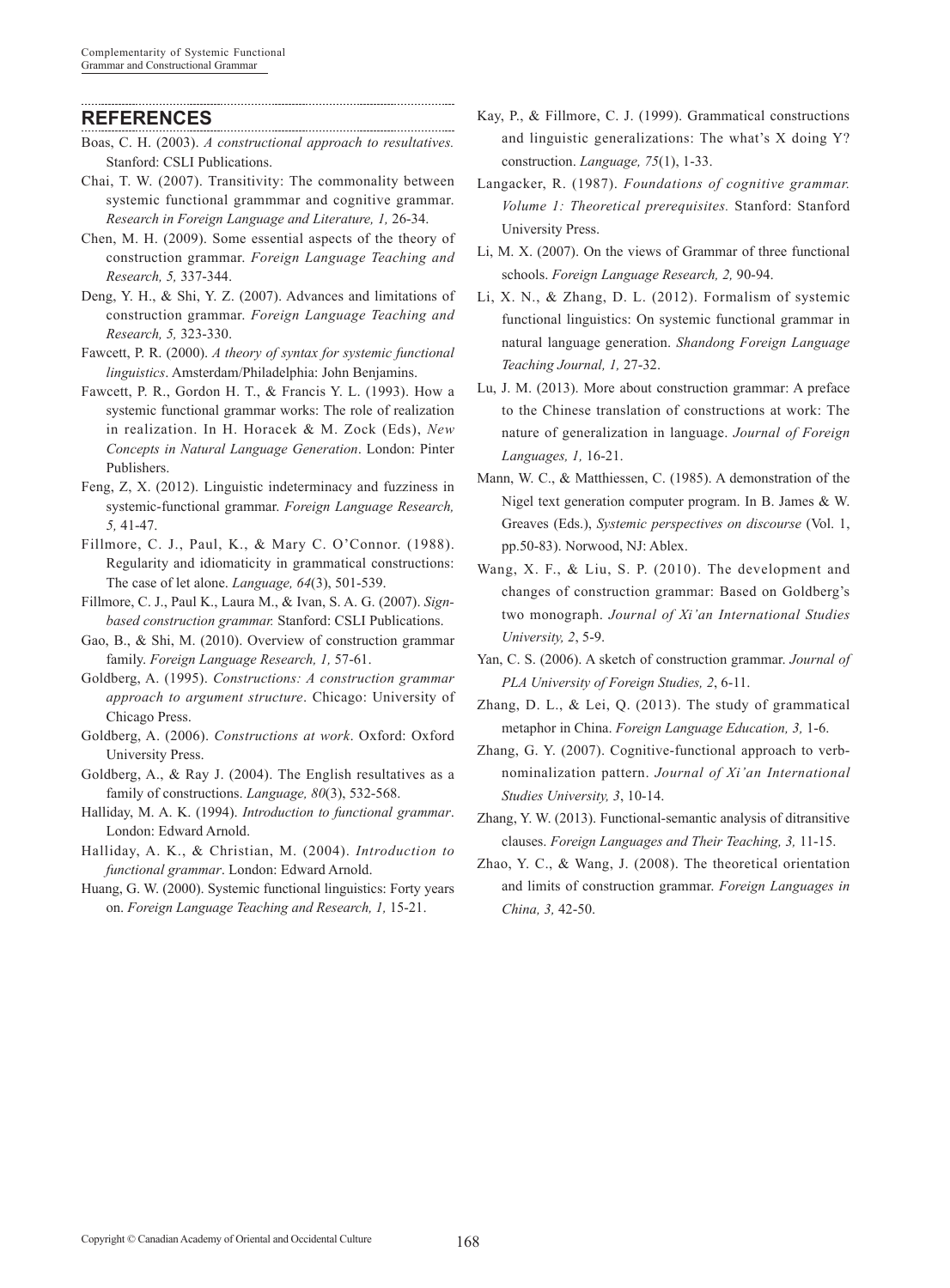## REFERENCES

Boas, C. H. (2003). *A constructional approach to resultatives.* Stanford: CSLI Publications.

Chai, T. W. (2007). Transitivity: The commonality between systemic functional grammmar and cognitive grammar. *Research in Foreign Language and Literature, 1,* 26-34.

Chen, M. H. (2009). Some essential aspects of the theory of construction grammar. *Foreign Language Teaching and Research, 5,* 337-344.

Deng, Y. H., & Shi, Y. Z. (2007). Advances and limitations of construction grammar. *Foreign Language Teaching and Research, 5,* 323-330.

Fawcett, P. R. (2000). *A theory of syntax for systemic functional linguistics*. Amsterdam/Philadelphia: John Benjamins.

Fawcett, P. R., Gordon H. T., & Francis Y. L. (1993). How a systemic functional grammar works: The role of realization in realization. In H. Horacek & M. Zock (Eds), *New Concepts in Natural Language Generation*. London: Pinter Publishers.

Feng, Z, X. (2012). Linguistic indeterminacy and fuzziness in systemic-functional grammar. *Foreign Language Research, 5,* 41-47.

Fillmore, C. J., Paul, K., & Mary C. O'Connor. (1988). Regularity and idiomaticity in grammatical constructions: The case of let alone. *Language, 64*(3), 501-539.

Fillmore, C. J., Paul K., Laura M., & Ivan, S. A. G. (2007). *Sign-based construction grammar.* Stanford: CSLI Publications.

Gao, B., & Shi, M. (2010). Overview of construction grammar family. *Foreign Language Research, 1,* 57-61.

Goldberg, A. (1995). *Constructions: A construction grammar approach to argument structure*. Chicago: University of Chicago Press.

Goldberg, A. (2006). *Constructions at work*. Oxford: Oxford University Press.

Goldberg, A., & Ray J. (2004). The English resultatives as a family of constructions. *Language, 80*(3), 532-568.

Halliday, M. A. K. (1994). *Introduction to functional grammar*. London: Edward Arnold.

Halliday, A. K., & Christian, M. (2004). *Introduction to functional grammar*. London: Edward Arnold.

Huang, G. W. (2000). Systemic functional linguistics: Forty years on. *Foreign Language Teaching and Research, 1,* 15-21.

Kay, P., & Fillmore, C. J. (1999). Grammatical constructions and linguistic generalizations: The what's X doing Y? construction. *Language, 75*(1), 1-33.

Langacker, R. (1987). *Foundations of cognitive grammar. Volume 1: Theoretical prerequisites.* Stanford: Stanford University Press.

Li, M. X. (2007). On the views of Grammar of three functional schools. *Foreign Language Research, 2,* 90-94.

Li, X. N., & Zhang, D. L. (2012). Formalism of systemic functional linguistics: On systemic functional grammar in natural language generation. *Shandong Foreign Language Teaching Journal, 1,* 27-32.

Lu, J. M. (2013). More about construction grammar: A preface to the Chinese translation of constructions at work: The nature of generalization in language. *Journal of Foreign Languages, 1,* 16-21.

Mann, W. C., & Matthiessen, C. (1985). A demonstration of the Nigel text generation computer program. In B. James & W. Greaves (Eds.), *Systemic perspectives on discourse* (Vol. 1, pp.50-83). Norwood, NJ: Ablex.

Wang, X. F., & Liu, S. P. (2010). The development and changes of construction grammar: Based on Goldberg's two monograph. *Journal of Xi'an International Studies University, 2*, 5-9.

Yan, C. S. (2006). A sketch of construction grammar. *Journal of PLA University of Foreign Studies, 2*, 6-11.

Zhang, D. L., & Lei, Q. (2013). The study of grammatical metaphor in China. *Foreign Language Education, 3,* 1-6.

Zhang, G. Y. (2007). Cognitive-functional approach to verb-nominalization pattern. *Journal of Xi'an International Studies University, 3*, 10-14.

Zhang, Y. W. (2013). Functional-semantic analysis of ditransitive clauses. *Foreign Languages and Their Teaching, 3,* 11-15.

Zhao, Y. C., & Wang, J. (2008). The theoretical orientation and limits of construction grammar. *Foreign Languages in China, 3,* 42-50.